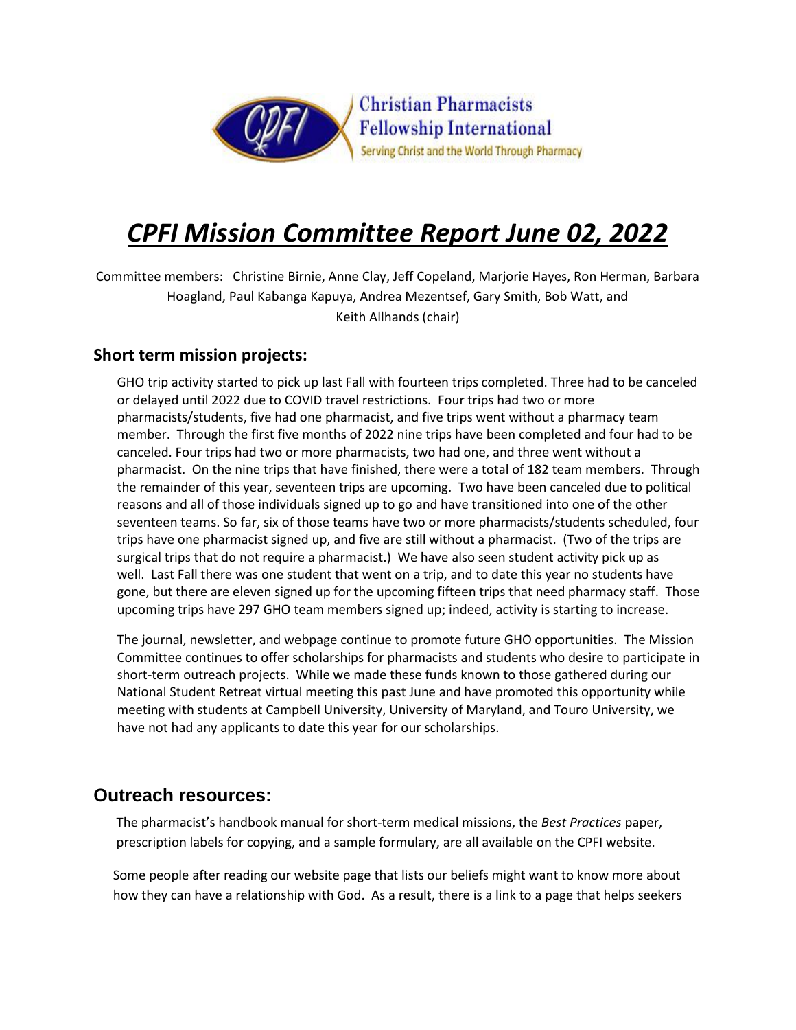Christian Pharmacists Fellowship International

Serving Christ and the World Through Pharmacy

# *CPFI Mission Committee Report June 02, 2022*

Committee members: Christine Birnie, Anne Clay, Jeff Copeland, Marjorie Hayes, Ron Herman, Barbara Hoagland, Paul Kabanga Kapuya, Andrea Mezentsef, Gary Smith, Bob Watt, and Keith Allhands (chair)

## Short term mission projects:

GHO trip activity started to pick up last Fall with fourteen trips completed. Three had to be canceled or delayed until 2022 due to COVID travel restrictions. Four trips had two or more pharmacists/students, five had one pharmacist, and five trips went without a pharmacy team member. Through the first five months of 2022 nine trips have been completed and four had to be canceled. Four trips had two or more pharmacists, two had one, and three went without a pharmacist. On the nine trips that have finished, there were a total of 182 team members. Through the remainder of this year, seventeen trips are upcoming. Two have been canceled due to political reasons and all of those individuals signed up to go and have transitioned into one of the other seventeen teams. So far, six of those teams have two or more pharmacists/students scheduled, four trips have one pharmacist signed up, and five are still without a pharmacist. (Two of the trips are surgical trips that do not require a pharmacist.) We have also seen student activity pick up as well. Last Fall there was one student that went on a trip, and to date this year no students have gone, but there are eleven signed up for the upcoming fifteen trips that need pharmacy staff. Those upcoming trips have 297 GHO team members signed up; indeed, activity is starting to increase.

The journal, newsletter, and webpage continue to promote future GHO opportunities. The Mission Committee continues to offer scholarships for pharmacists and students who desire to participate in short-term outreach projects. While we made these funds known to those gathered during our National Student Retreat virtual meeting this past June and have promoted this opportunity while meeting with students at Campbell University, University of Maryland, and Touro University, we have not had any applicants to date this year for our scholarships.

## Outreach resources:

The pharmacist's handbook manual for short-term medical missions, the *Best Practices* paper, prescription labels for copying, and a sample formulary, are all available on the CPFI website.

Some people after reading our website page that lists our beliefs might want to know more about how they can have a relationship with God. As a result, there is a link to a page that helps seekers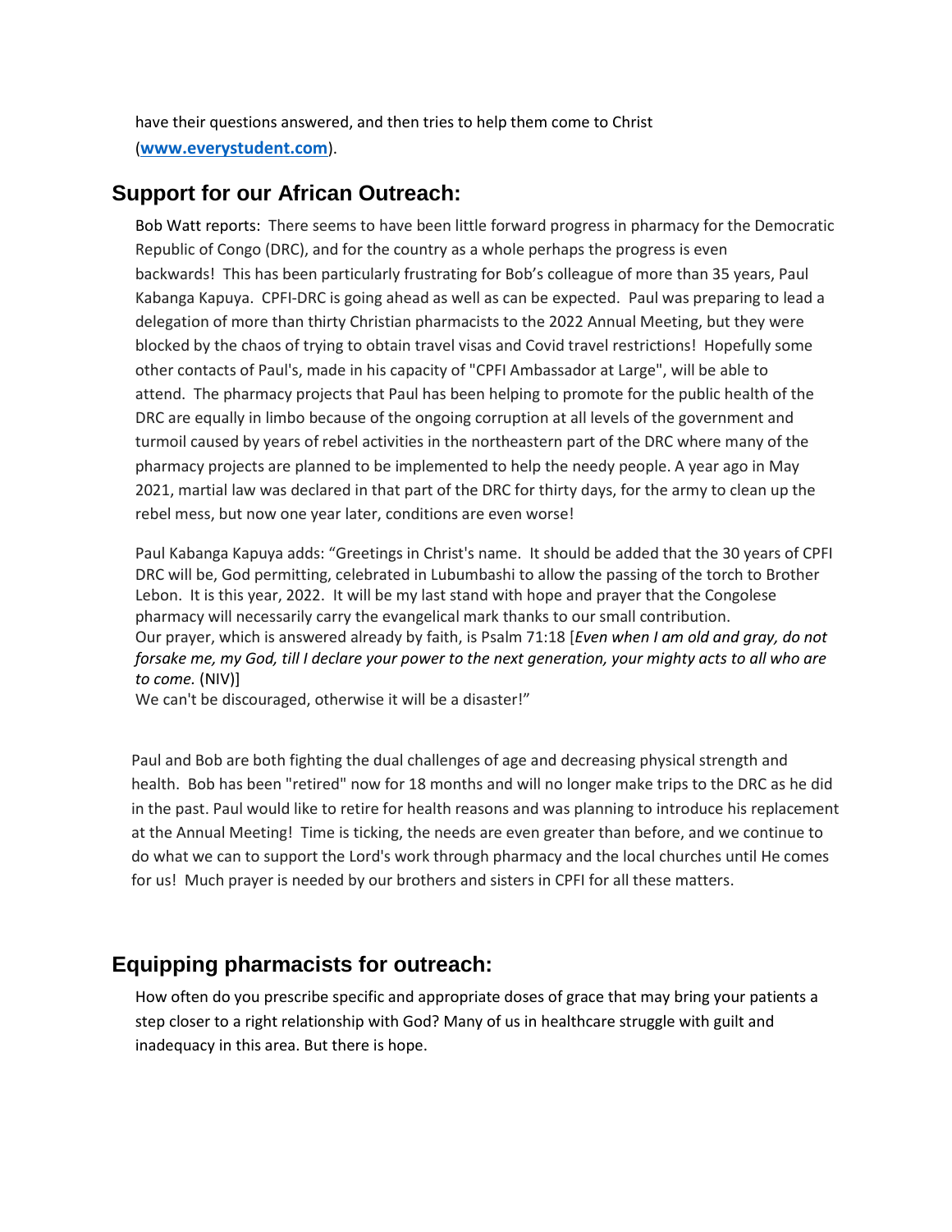have their questions answered, and then tries to help them come to Christ (**[www.everystudent.com](http://www.everystudent.com)**).

## Support for our African Outreach:

Bob Watt reports: There seems to have been little forward progress in pharmacy for the Democratic Republic of Congo (DRC), and for the country as a whole perhaps the progress is even backwards! This has been particularly frustrating for Bob's colleague of more than 35 years, Paul Kabanga Kapuya. CPFI-DRC is going ahead as well as can be expected. Paul was preparing to lead a delegation of more than thirty Christian pharmacists to the 2022 Annual Meeting, but they were blocked by the chaos of trying to obtain travel visas and Covid travel restrictions! Hopefully some other contacts of Paul's, made in his capacity of "CPFI Ambassador at Large", will be able to attend. The pharmacy projects that Paul has been helping to promote for the public health of the DRC are equally in limbo because of the ongoing corruption at all levels of the government and turmoil caused by years of rebel activities in the northeastern part of the DRC where many of the pharmacy projects are planned to be implemented to help the needy people. A year ago in May 2021, martial law was declared in that part of the DRC for thirty days, for the army to clean up the rebel mess, but now one year later, conditions are even worse!

Paul Kabanga Kapuya adds: "Greetings in Christ's name. It should be added that the 30 years of CPFI DRC will be, God permitting, celebrated in Lubumbashi to allow the passing of the torch to Brother Lebon. It is this year, 2022. It will be my last stand with hope and prayer that the Congolese pharmacy will necessarily carry the evangelical mark thanks to our small contribution.
Our prayer, which is answered already by faith, is Psalm 71:18 [*Even when I am old and gray, do not forsake me, my God, till I declare your power to the next generation, your mighty acts to all who are to come.* (NIV)]
We can't be discouraged, otherwise it will be a disaster!"

Paul and Bob are both fighting the dual challenges of age and decreasing physical strength and health. Bob has been "retired" now for 18 months and will no longer make trips to the DRC as he did in the past. Paul would like to retire for health reasons and was planning to introduce his replacement at the Annual Meeting! Time is ticking, the needs are even greater than before, and we continue to do what we can to support the Lord's work through pharmacy and the local churches until He comes for us! Much prayer is needed by our brothers and sisters in CPFI for all these matters.

## Equipping pharmacists for outreach:

How often do you prescribe specific and appropriate doses of grace that may bring your patients a step closer to a right relationship with God? Many of us in healthcare struggle with guilt and inadequacy in this area. But there is hope.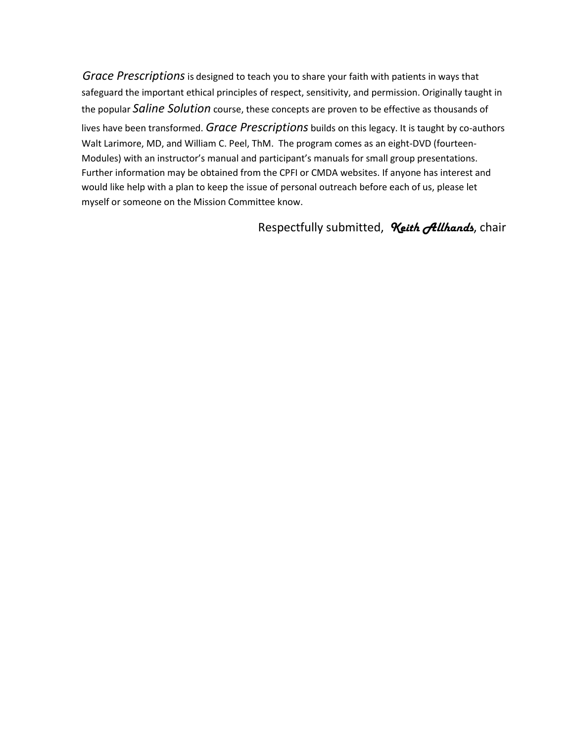*Grace Prescriptions* is designed to teach you to share your faith with patients in ways that safeguard the important ethical principles of respect, sensitivity, and permission. Originally taught in the popular *Saline Solution* course, these concepts are proven to be effective as thousands of lives have been transformed. *Grace Prescriptions* builds on this legacy. It is taught by co-authors Walt Larimore, MD, and William C. Peel, ThM. The program comes as an eight-DVD (fourteen-Modules) with an instructor's manual and participant's manuals for small group presentations. Further information may be obtained from the CPFI or CMDA websites. If anyone has interest and would like help with a plan to keep the issue of personal outreach before each of us, please let myself or someone on the Mission Committee know.

Respectfully submitted, ***Keith Allhands***, chair